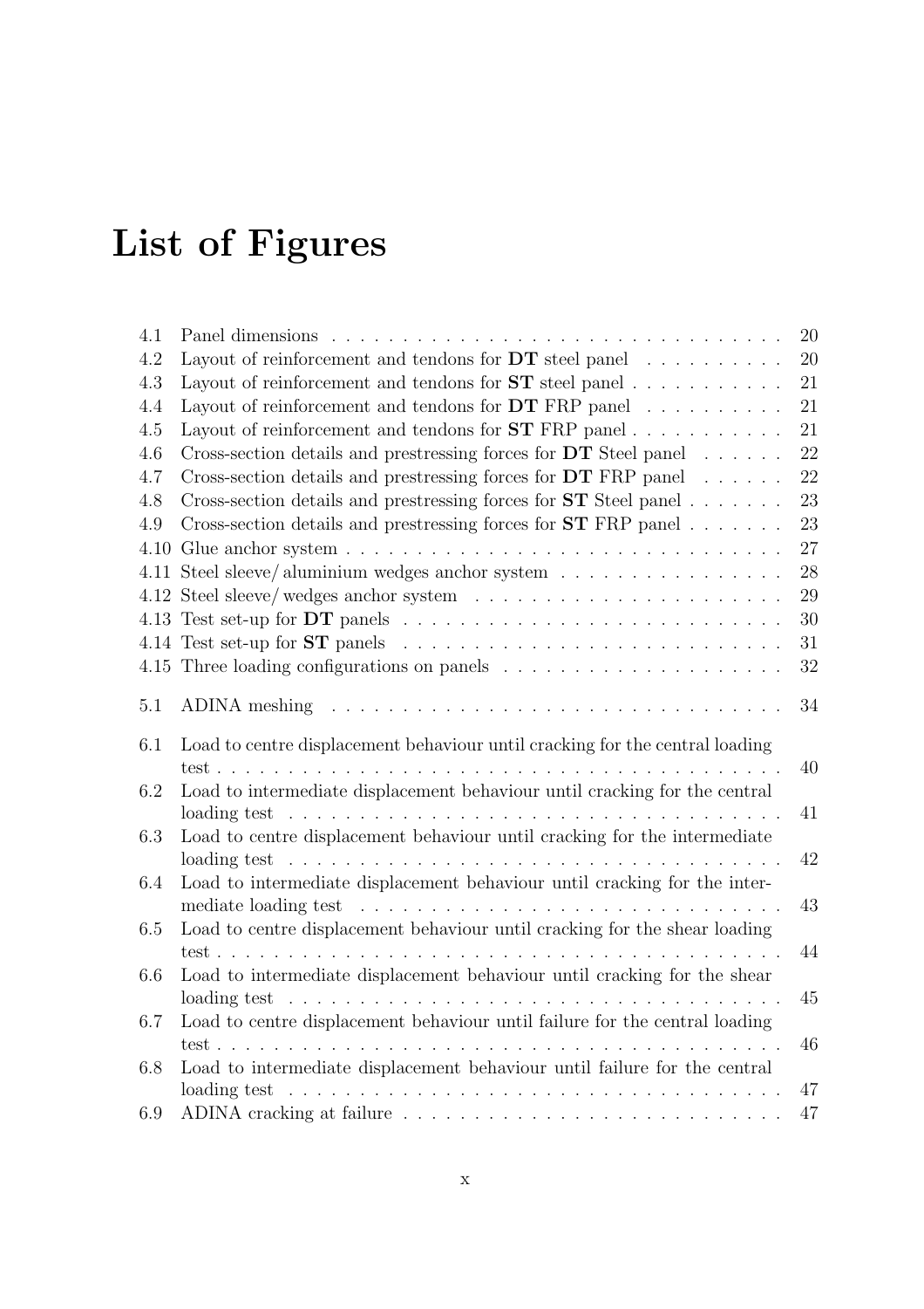# List of Figures

| | | |
|---|---|---|
| 4.1 | Panel dimensions | 20 |
| 4.2 | Layout of reinforcement and tendons for **DT** steel panel | 20 |
| 4.3 | Layout of reinforcement and tendons for **ST** steel panel | 21 |
| 4.4 | Layout of reinforcement and tendons for **DT** FRP panel | 21 |
| 4.5 | Layout of reinforcement and tendons for **ST** FRP panel | 21 |
| 4.6 | Cross-section details and prestressing forces for **DT** Steel panel | 22 |
| 4.7 | Cross-section details and prestressing forces for **DT** FRP panel | 22 |
| 4.8 | Cross-section details and prestressing forces for **ST** Steel panel | 23 |
| 4.9 | Cross-section details and prestressing forces for **ST** FRP panel | 23 |
| 4.10 | Glue anchor system | 27 |
| 4.11 | Steel sleeve/ aluminium wedges anchor system | 28 |
| 4.12 | Steel sleeve/ wedges anchor system | 29 |
| 4.13 | Test set-up for **DT** panels | 30 |
| 4.14 | Test set-up for **ST** panels | 31 |
| 4.15 | Three loading configurations on panels | 32 |
| 5.1 | ADINA meshing | 34 |
| 6.1 | Load to centre displacement behaviour until cracking for the central loading test | 40 |
| 6.2 | Load to intermediate displacement behaviour until cracking for the central loading test | 41 |
| 6.3 | Load to centre displacement behaviour until cracking for the intermediate loading test | 42 |
| 6.4 | Load to intermediate displacement behaviour until cracking for the intermediate loading test | 43 |
| 6.5 | Load to centre displacement behaviour until cracking for the shear loading test | 44 |
| 6.6 | Load to intermediate displacement behaviour until cracking for the shear loading test | 45 |
| 6.7 | Load to centre displacement behaviour until failure for the central loading test | 46 |
| 6.8 | Load to intermediate displacement behaviour until failure for the central loading test | 47 |
| 6.9 | ADINA cracking at failure | 47 |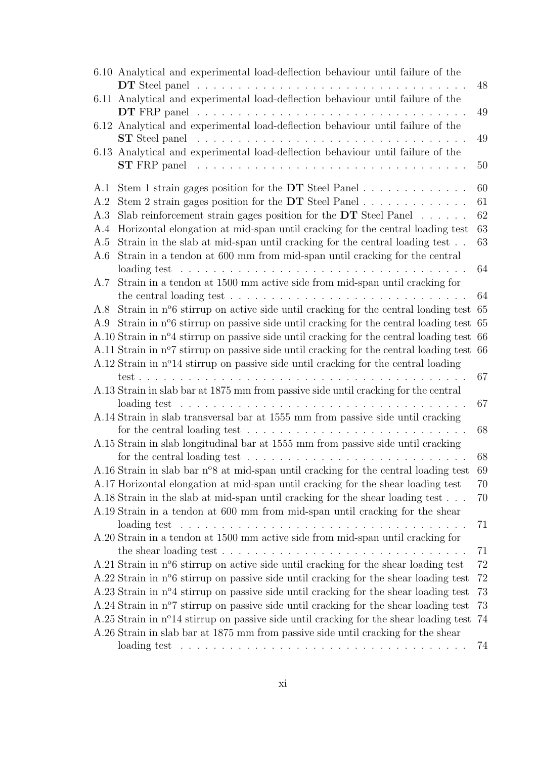6.10 Analytical and experimental load-deflection behaviour until failure of the **DT** Steel panel . . . . . 48
6.11 Analytical and experimental load-deflection behaviour until failure of the **DT** FRP panel . . . . . 49
6.12 Analytical and experimental load-deflection behaviour until failure of the **ST** Steel panel . . . . . 49
6.13 Analytical and experimental load-deflection behaviour until failure of the **ST** FRP panel . . . . . 50

A.1 Stem 1 strain gages position for the **DT** Steel Panel . . . . . 60
A.2 Stem 2 strain gages position for the **DT** Steel Panel . . . . . 61
A.3 Slab reinforcement strain gages position for the **DT** Steel Panel . . . . . 62
A.4 Horizontal elongation at mid-span until cracking for the central loading test 63
A.5 Strain in the slab at mid-span until cracking for the central loading test . . 63
A.6 Strain in a tendon at 600 mm from mid-span until cracking for the central loading test . . . . . 64
A.7 Strain in a tendon at 1500 mm active side from mid-span until cracking for the central loading test . . . . . 64
A.8 Strain in nº6 stirrup on active side until cracking for the central loading test 65
A.9 Strain in nº6 stirrup on passive side until cracking for the central loading test 65
A.10 Strain in nº4 stirrup on passive side until cracking for the central loading test 66
A.11 Strain in nº7 stirrup on passive side until cracking for the central loading test 66
A.12 Strain in nº14 stirrup on passive side until cracking for the central loading test . . . . . 67
A.13 Strain in slab bar at 1875 mm from passive side until cracking for the central loading test . . . . . 67
A.14 Strain in slab transversal bar at 1555 mm from passive side until cracking for the central loading test . . . . . 68
A.15 Strain in slab longitudinal bar at 1555 mm from passive side until cracking for the central loading test . . . . . 68
A.16 Strain in slab bar nº8 at mid-span until cracking for the central loading test 69
A.17 Horizontal elongation at mid-span until cracking for the shear loading test 70
A.18 Strain in the slab at mid-span until cracking for the shear loading test . . . 70
A.19 Strain in a tendon at 600 mm from mid-span until cracking for the shear loading test . . . . . 71
A.20 Strain in a tendon at 1500 mm active side from mid-span until cracking for the shear loading test . . . . . 71
A.21 Strain in nº6 stirrup on active side until cracking for the shear loading test 72
A.22 Strain in nº6 stirrup on passive side until cracking for the shear loading test 72
A.23 Strain in nº4 stirrup on passive side until cracking for the shear loading test 73
A.24 Strain in nº7 stirrup on passive side until cracking for the shear loading test 73
A.25 Strain in nº14 stirrup on passive side until cracking for the shear loading test 74
A.26 Strain in slab bar at 1875 mm from passive side until cracking for the shear loading test . . . . . 74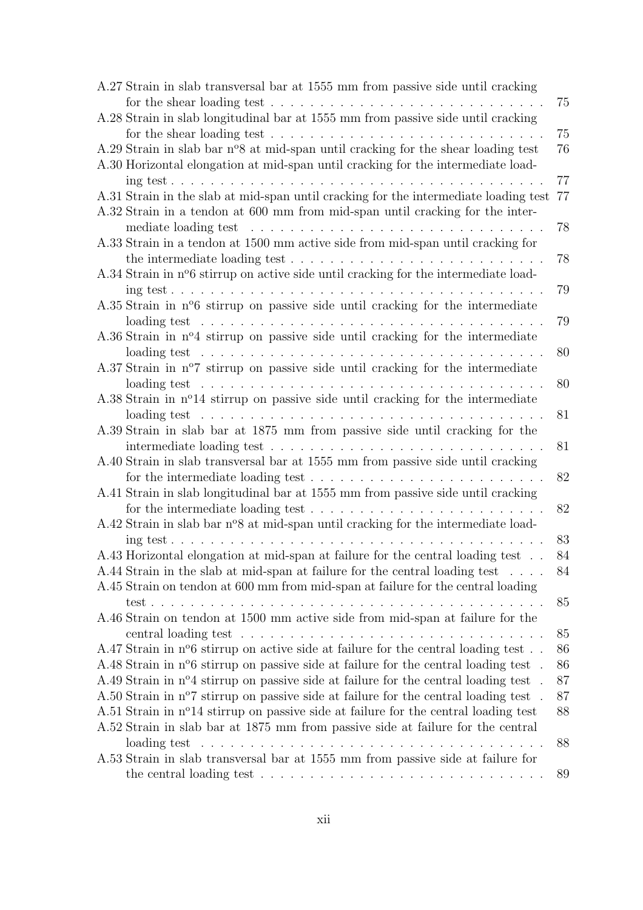A.27 Strain in slab transversal bar at 1555 mm from passive side until cracking for the shear loading test . . . . . . . . . . . . . . . . . . . . . . . . . . 75

A.28 Strain in slab longitudinal bar at 1555 mm from passive side until cracking for the shear loading test . . . . . . . . . . . . . . . . . . . . . . . . . . 75

A.29 Strain in slab bar nº8 at mid-span until cracking for the shear loading test 76

A.30 Horizontal elongation at mid-span until cracking for the intermediate loading test . . . . . . . . . . . . . . . . . . . . . . . . . . . . . . . . . . . . . . 77

A.31 Strain in the slab at mid-span until cracking for the intermediate loading test 77

A.32 Strain in a tendon at 600 mm from mid-span until cracking for the intermediate loading test . . . . . . . . . . . . . . . . . . . . . . . . . . . . . . 78

A.33 Strain in a tendon at 1500 mm active side from mid-span until cracking for the intermediate loading test . . . . . . . . . . . . . . . . . . . . . . . . . 78

A.34 Strain in nº6 stirrup on active side until cracking for the intermediate loading test . . . . . . . . . . . . . . . . . . . . . . . . . . . . . . . . . . . . . . 79

A.35 Strain in nº6 stirrup on passive side until cracking for the intermediate loading test . . . . . . . . . . . . . . . . . . . . . . . . . . . . . . . . . . . . 79

A.36 Strain in nº4 stirrup on passive side until cracking for the intermediate loading test . . . . . . . . . . . . . . . . . . . . . . . . . . . . . . . . . . . . 80

A.37 Strain in nº7 stirrup on passive side until cracking for the intermediate loading test . . . . . . . . . . . . . . . . . . . . . . . . . . . . . . . . . . . . 80

A.38 Strain in nº14 stirrup on passive side until cracking for the intermediate loading test . . . . . . . . . . . . . . . . . . . . . . . . . . . . . . . . . . . . 81

A.39 Strain in slab bar at 1875 mm from passive side until cracking for the intermediate loading test . . . . . . . . . . . . . . . . . . . . . . . . . . . . . . 81

A.40 Strain in slab transversal bar at 1555 mm from passive side until cracking for the intermediate loading test . . . . . . . . . . . . . . . . . . . . . . . 82

A.41 Strain in slab longitudinal bar at 1555 mm from passive side until cracking for the intermediate loading test . . . . . . . . . . . . . . . . . . . . . . . 82

A.42 Strain in slab bar nº8 at mid-span until cracking for the intermediate loading test . . . . . . . . . . . . . . . . . . . . . . . . . . . . . . . . . . . . . . 83

A.43 Horizontal elongation at mid-span at failure for the central loading test . . 84

A.44 Strain in the slab at mid-span at failure for the central loading test . . . . 84

A.45 Strain on tendon at 600 mm from mid-span at failure for the central loading test . . . . . . . . . . . . . . . . . . . . . . . . . . . . . . . . . . . . . . . . 85

A.46 Strain on tendon at 1500 mm active side from mid-span at failure for the central loading test . . . . . . . . . . . . . . . . . . . . . . . . . . . . . . . 85

A.47 Strain in nº6 stirrup on active side at failure for the central loading test . . 86

A.48 Strain in nº6 stirrup on passive side at failure for the central loading test . 86

A.49 Strain in nº4 stirrup on passive side at failure for the central loading test . 87

A.50 Strain in nº7 stirrup on passive side at failure for the central loading test . 87

A.51 Strain in nº14 stirrup on passive side at failure for the central loading test 88

A.52 Strain in slab bar at 1875 mm from passive side at failure for the central loading test . . . . . . . . . . . . . . . . . . . . . . . . . . . . . . . . . . . . 88

A.53 Strain in slab transversal bar at 1555 mm from passive side at failure for the central loading test . . . . . . . . . . . . . . . . . . . . . . . . . . . . . 89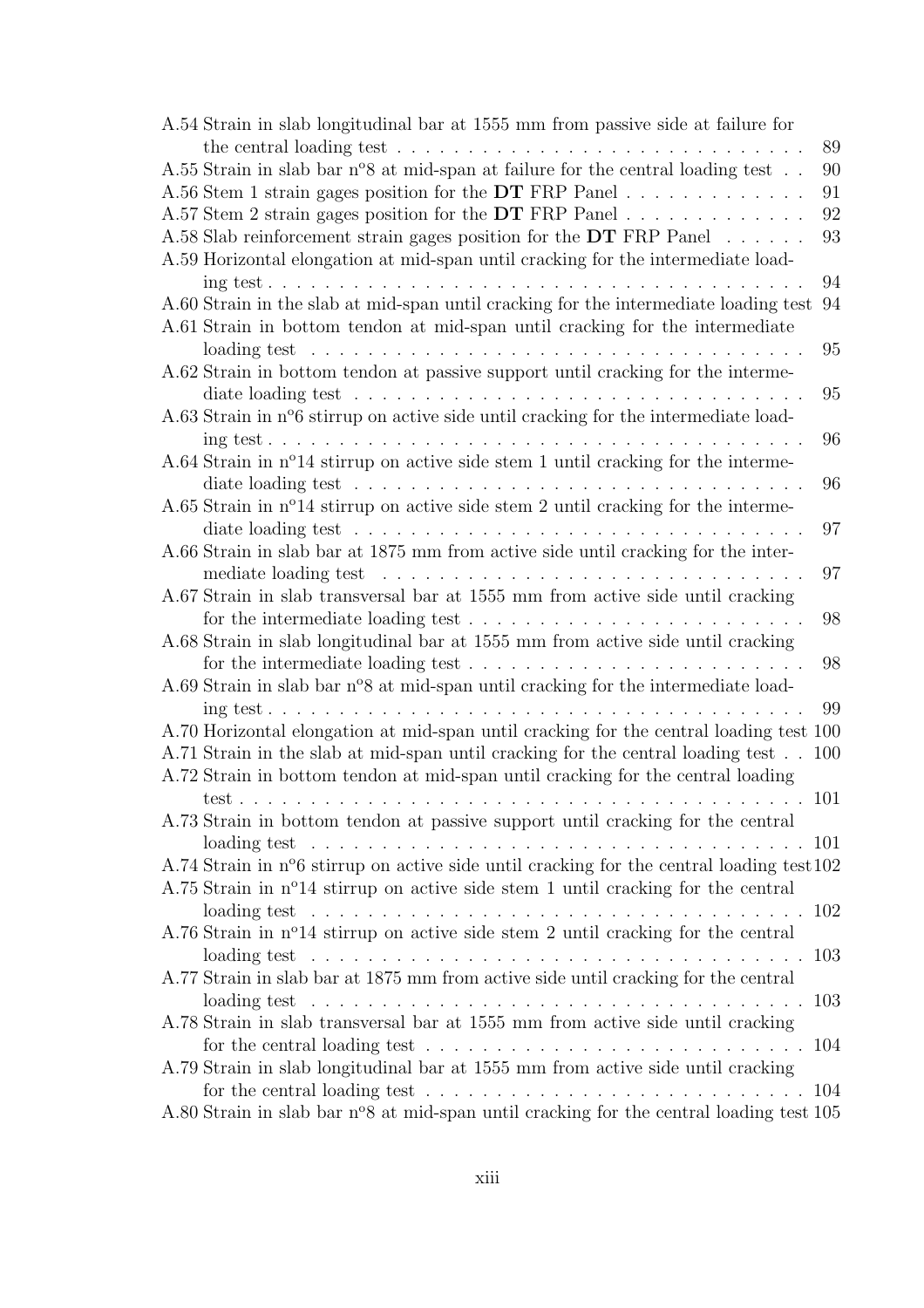A.54 Strain in slab longitudinal bar at 1555 mm from passive side at failure for the central loading test . . . 89

A.55 Strain in slab bar nº8 at mid-span at failure for the central loading test . . 90

A.56 Stem 1 strain gages position for the **DT** FRP Panel . . . 91

A.57 Stem 2 strain gages position for the **DT** FRP Panel . . . 92

A.58 Slab reinforcement strain gages position for the **DT** FRP Panel . . . 93

A.59 Horizontal elongation at mid-span until cracking for the intermediate loading test . . . 94

A.60 Strain in the slab at mid-span until cracking for the intermediate loading test 94

A.61 Strain in bottom tendon at mid-span until cracking for the intermediate loading test . . . 95

A.62 Strain in bottom tendon at passive support until cracking for the intermediate loading test . . . 95

A.63 Strain in nº6 stirrup on active side until cracking for the intermediate loading test . . . 96

A.64 Strain in nº14 stirrup on active side stem 1 until cracking for the intermediate loading test . . . 96

A.65 Strain in nº14 stirrup on active side stem 2 until cracking for the intermediate loading test . . . 97

A.66 Strain in slab bar at 1875 mm from active side until cracking for the intermediate loading test . . . 97

A.67 Strain in slab transversal bar at 1555 mm from active side until cracking for the intermediate loading test . . . 98

A.68 Strain in slab longitudinal bar at 1555 mm from active side until cracking for the intermediate loading test . . . 98

A.69 Strain in slab bar nº8 at mid-span until cracking for the intermediate loading test . . . 99

A.70 Horizontal elongation at mid-span until cracking for the central loading test 100

A.71 Strain in the slab at mid-span until cracking for the central loading test . . 100

A.72 Strain in bottom tendon at mid-span until cracking for the central loading test . . . 101

A.73 Strain in bottom tendon at passive support until cracking for the central loading test . . . 101

A.74 Strain in nº6 stirrup on active side until cracking for the central loading test 102

A.75 Strain in nº14 stirrup on active side stem 1 until cracking for the central loading test . . . 102

A.76 Strain in nº14 stirrup on active side stem 2 until cracking for the central loading test . . . 103

A.77 Strain in slab bar at 1875 mm from active side until cracking for the central loading test . . . 103

A.78 Strain in slab transversal bar at 1555 mm from active side until cracking for the central loading test . . . 104

A.79 Strain in slab longitudinal bar at 1555 mm from active side until cracking for the central loading test . . . 104

A.80 Strain in slab bar nº8 at mid-span until cracking for the central loading test 105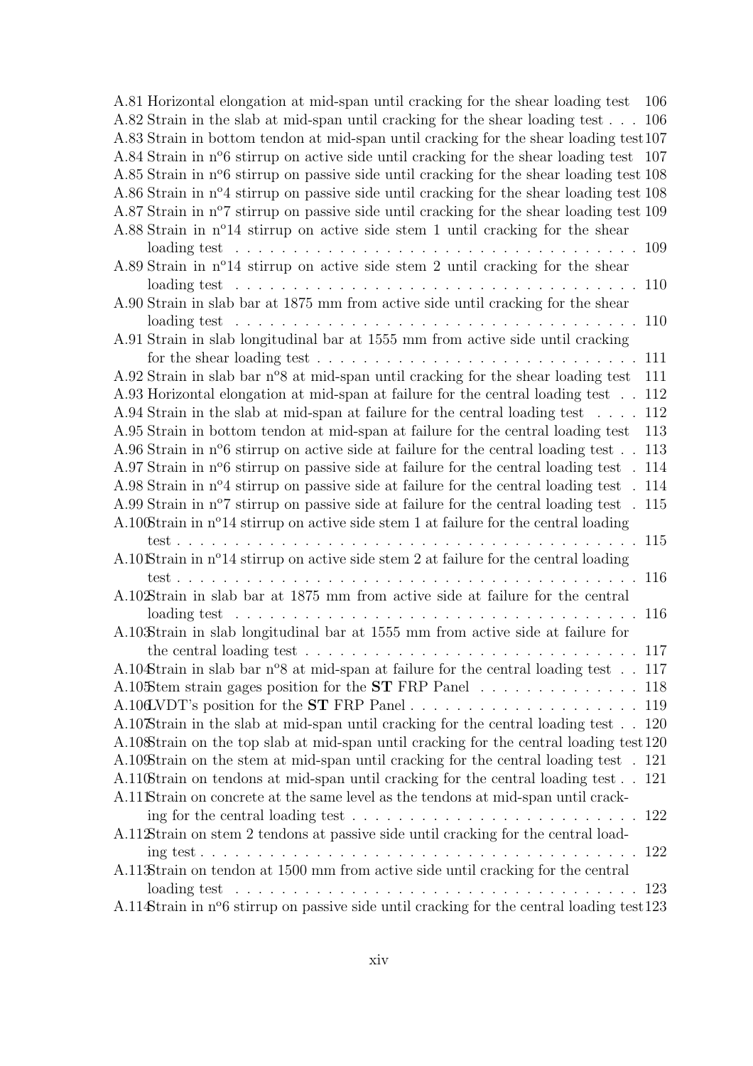A.81 Horizontal elongation at mid-span until cracking for the shear loading test 106
A.82 Strain in the slab at mid-span until cracking for the shear loading test . . . 106
A.83 Strain in bottom tendon at mid-span until cracking for the shear loading test 107
A.84 Strain in nº6 stirrup on active side until cracking for the shear loading test 107
A.85 Strain in nº6 stirrup on passive side until cracking for the shear loading test 108
A.86 Strain in nº4 stirrup on passive side until cracking for the shear loading test 108
A.87 Strain in nº7 stirrup on passive side until cracking for the shear loading test 109
A.88 Strain in nº14 stirrup on active side stem 1 until cracking for the shear loading test . . . . . . . . . . . . . . . . . . . . . . . . . . . . . . . . . 109
A.89 Strain in nº14 stirrup on active side stem 2 until cracking for the shear loading test . . . . . . . . . . . . . . . . . . . . . . . . . . . . . . . . . 110
A.90 Strain in slab bar at 1875 mm from active side until cracking for the shear loading test . . . . . . . . . . . . . . . . . . . . . . . . . . . . . . . . . 110
A.91 Strain in slab longitudinal bar at 1555 mm from active side until cracking for the shear loading test . . . . . . . . . . . . . . . . . . . . . . . . . 111
A.92 Strain in slab bar nº8 at mid-span until cracking for the shear loading test 111
A.93 Horizontal elongation at mid-span at failure for the central loading test . . 112
A.94 Strain in the slab at mid-span at failure for the central loading test . . . . 112
A.95 Strain in bottom tendon at mid-span at failure for the central loading test 113
A.96 Strain in nº6 stirrup on active side at failure for the central loading test . . 113
A.97 Strain in nº6 stirrup on passive side at failure for the central loading test . 114
A.98 Strain in nº4 stirrup on passive side at failure for the central loading test . 114
A.99 Strain in nº7 stirrup on passive side at failure for the central loading test . 115
A.100 Strain in nº14 stirrup on active side stem 1 at failure for the central loading test . . . . . . . . . . . . . . . . . . . . . . . . . . . . . . . . . . . . . 115
A.101 Strain in nº14 stirrup on active side stem 2 at failure for the central loading test . . . . . . . . . . . . . . . . . . . . . . . . . . . . . . . . . . . . . 116
A.102 Strain in slab bar at 1875 mm from active side at failure for the central loading test . . . . . . . . . . . . . . . . . . . . . . . . . . . . . . . . . 116
A.103 Strain in slab longitudinal bar at 1555 mm from active side at failure for the central loading test . . . . . . . . . . . . . . . . . . . . . . . . . . 117
A.104 Strain in slab bar nº8 at mid-span at failure for the central loading test . . 117
A.105 Stem strain gages position for the **ST** FRP Panel . . . . . . . . . . . . . 118
A.106 LVDT's position for the **ST** FRP Panel . . . . . . . . . . . . . . . . . . . 119
A.107 Strain in the slab at mid-span until cracking for the central loading test . . 120
A.108 Strain on the top slab at mid-span until cracking for the central loading test 120
A.109 Strain on the stem at mid-span until cracking for the central loading test . 121
A.110 Strain on tendons at mid-span until cracking for the central loading test . . 121
A.111 Strain on concrete at the same level as the tendons at mid-span until cracking for the central loading test . . . . . . . . . . . . . . . . . . . . . . . 122
A.112 Strain on stem 2 tendons at passive side until cracking for the central loading test . . . . . . . . . . . . . . . . . . . . . . . . . . . . . . . . . . . . 122
A.113 Strain on tendon at 1500 mm from active side until cracking for the central loading test . . . . . . . . . . . . . . . . . . . . . . . . . . . . . . . . . 123
A.114 Strain in nº6 stirrup on passive side until cracking for the central loading test 123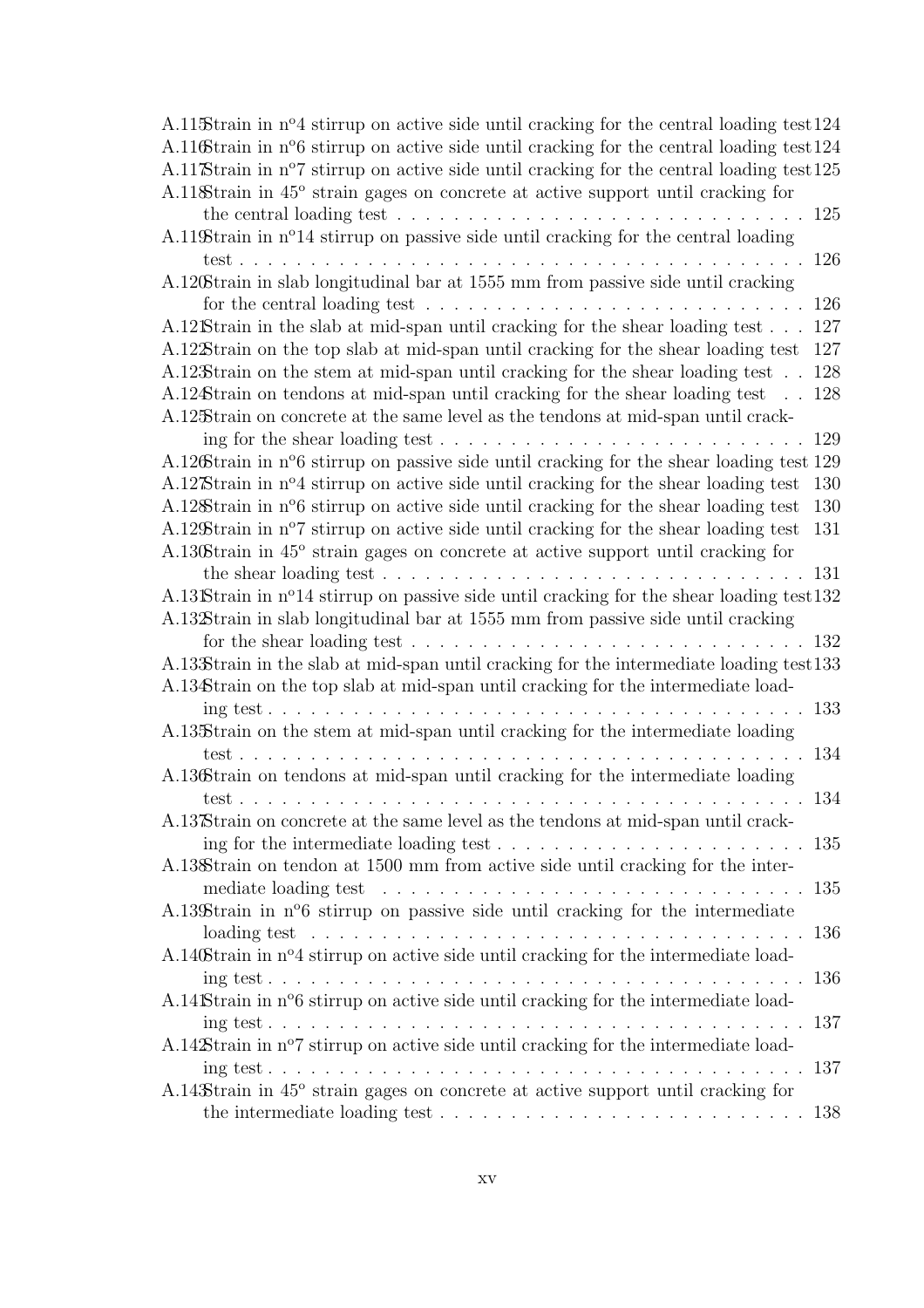A.115 Strain in nº4 stirrup on active side until cracking for the central loading test 124
A.116 Strain in nº6 stirrup on active side until cracking for the central loading test 124
A.117 Strain in nº7 stirrup on active side until cracking for the central loading test 125
A.118 Strain in 45º strain gages on concrete at active support until cracking for the central loading test . . . . . . . . . . . . . . . . . . . . . . . . . . . . 125
A.119 Strain in nº14 stirrup on passive side until cracking for the central loading test . . . . . . . . . . . . . . . . . . . . . . . . . . . . . . . . . . . . . . . . 126
A.120 Strain in slab longitudinal bar at 1555 mm from passive side until cracking for the central loading test . . . . . . . . . . . . . . . . . . . . . . . . . 126
A.121 Strain in the slab at mid-span until cracking for the shear loading test . . . 127
A.122 Strain on the top slab at mid-span until cracking for the shear loading test 127
A.123 Strain on the stem at mid-span until cracking for the shear loading test . . 128
A.124 Strain on tendons at mid-span until cracking for the shear loading test . . 128
A.125 Strain on concrete at the same level as the tendons at mid-span until cracking for the shear loading test . . . . . . . . . . . . . . . . . . . . . . . . . 129
A.126 Strain in nº6 stirrup on passive side until cracking for the shear loading test 129
A.127 Strain in nº4 stirrup on active side until cracking for the shear loading test 130
A.128 Strain in nº6 stirrup on active side until cracking for the shear loading test 130
A.129 Strain in nº7 stirrup on active side until cracking for the shear loading test 131
A.130 Strain in 45º strain gages on concrete at active support until cracking for the shear loading test . . . . . . . . . . . . . . . . . . . . . . . . . . . . 131
A.131 Strain in nº14 stirrup on passive side until cracking for the shear loading test 132
A.132 Strain in slab longitudinal bar at 1555 mm from passive side until cracking for the shear loading test . . . . . . . . . . . . . . . . . . . . . . . . . . . 132
A.133 Strain in the slab at mid-span until cracking for the intermediate loading test 133
A.134 Strain on the top slab at mid-span until cracking for the intermediate loading test . . . . . . . . . . . . . . . . . . . . . . . . . . . . . . . . . . . . . 133
A.135 Strain on the stem at mid-span until cracking for the intermediate loading test . . . . . . . . . . . . . . . . . . . . . . . . . . . . . . . . . . . . . . . . 134
A.136 Strain on tendons at mid-span until cracking for the intermediate loading test . . . . . . . . . . . . . . . . . . . . . . . . . . . . . . . . . . . . . . . . 134
A.137 Strain on concrete at the same level as the tendons at mid-span until cracking for the intermediate loading test . . . . . . . . . . . . . . . . . . . . . 135
A.138 Strain on tendon at 1500 mm from active side until cracking for the intermediate loading test . . . . . . . . . . . . . . . . . . . . . . . . . . . . . 135
A.139 Strain in nº6 stirrup on passive side until cracking for the intermediate loading test . . . . . . . . . . . . . . . . . . . . . . . . . . . . . . . . . . . 136
A.140 Strain in nº4 stirrup on active side until cracking for the intermediate loading test . . . . . . . . . . . . . . . . . . . . . . . . . . . . . . . . . . . . . 136
A.141 Strain in nº6 stirrup on active side until cracking for the intermediate loading test . . . . . . . . . . . . . . . . . . . . . . . . . . . . . . . . . . . . . 137
A.142 Strain in nº7 stirrup on active side until cracking for the intermediate loading test . . . . . . . . . . . . . . . . . . . . . . . . . . . . . . . . . . . . . 137
A.143 Strain in 45º strain gages on concrete at active support until cracking for the intermediate loading test . . . . . . . . . . . . . . . . . . . . . . . . 138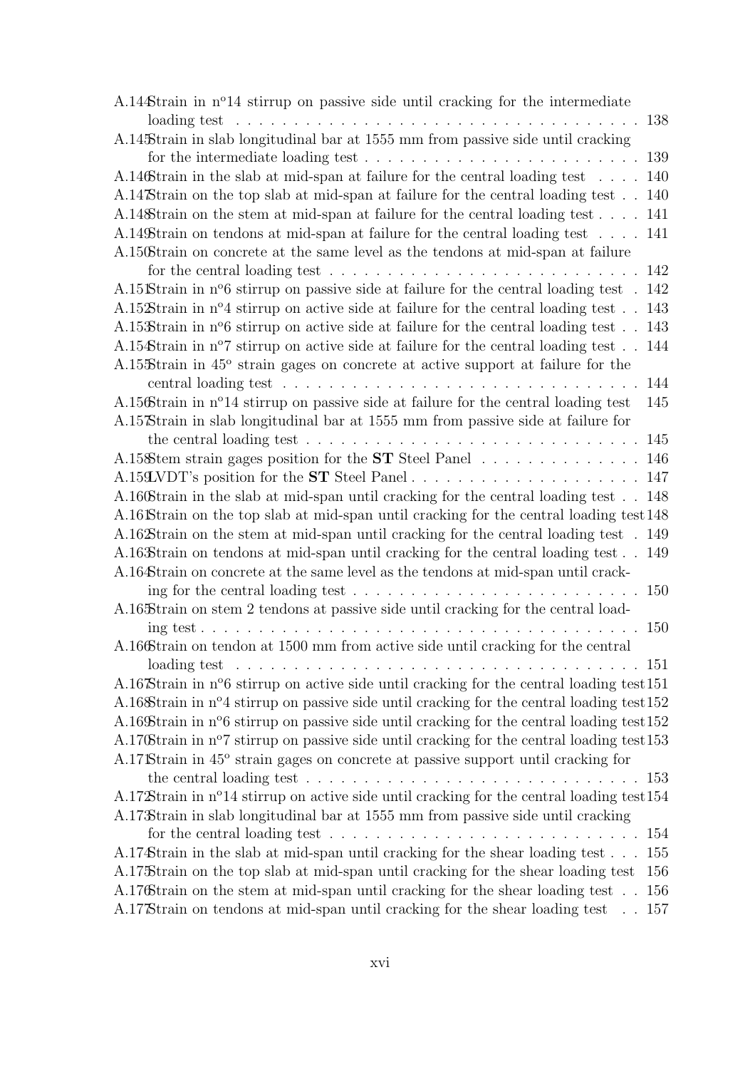A.144 Strain in nº14 stirrup on passive side until cracking for the intermediate loading test . . . . . . . . . . . . . . . . . . . . . . . . . . . . . . . . . . . 138
A.145 Strain in slab longitudinal bar at 1555 mm from passive side until cracking for the intermediate loading test . . . . . . . . . . . . . . . . . . . . . . . . 139
A.146 Strain in the slab at mid-span at failure for the central loading test . . . . 140
A.147 Strain on the top slab at mid-span at failure for the central loading test . . 140
A.148 Strain on the stem at mid-span at failure for the central loading test . . . . 141
A.149 Strain on tendons at mid-span at failure for the central loading test . . . . 141
A.150 Strain on concrete at the same level as the tendons at mid-span at failure for the central loading test . . . . . . . . . . . . . . . . . . . . . . . . . . 142
A.151 Strain in nº6 stirrup on passive side at failure for the central loading test . 142
A.152 Strain in nº4 stirrup on active side at failure for the central loading test . . 143
A.153 Strain in nº6 stirrup on active side at failure for the central loading test . . 143
A.154 Strain in nº7 stirrup on active side at failure for the central loading test . . 144
A.155 Strain in 45º strain gages on concrete at active support at failure for the central loading test . . . . . . . . . . . . . . . . . . . . . . . . . . . . . . . 144
A.156 Strain in nº14 stirrup on passive side at failure for the central loading test 145
A.157 Strain in slab longitudinal bar at 1555 mm from passive side at failure for the central loading test . . . . . . . . . . . . . . . . . . . . . . . . . . . . 145
A.158 Stem strain gages position for the **ST** Steel Panel . . . . . . . . . . . . . 146
A.159 LVDT's position for the **ST** Steel Panel . . . . . . . . . . . . . . . . . . . . 147
A.160 Strain in the slab at mid-span until cracking for the central loading test . . 148
A.161 Strain on the top slab at mid-span until cracking for the central loading test 148
A.162 Strain on the stem at mid-span until cracking for the central loading test . 149
A.163 Strain on tendons at mid-span until cracking for the central loading test . . 149
A.164 Strain on concrete at the same level as the tendons at mid-span until cracking for the central loading test . . . . . . . . . . . . . . . . . . . . . . . . 150
A.165 Strain on stem 2 tendons at passive side until cracking for the central loading test . . . . . . . . . . . . . . . . . . . . . . . . . . . . . . . . . . . . 150
A.166 Strain on tendon at 1500 mm from active side until cracking for the central loading test . . . . . . . . . . . . . . . . . . . . . . . . . . . . . . . . . . 151
A.167 Strain in nº6 stirrup on active side until cracking for the central loading test 151
A.168 Strain in nº4 stirrup on passive side until cracking for the central loading test 152
A.169 Strain in nº6 stirrup on passive side until cracking for the central loading test 152
A.170 Strain in nº7 stirrup on passive side until cracking for the central loading test 153
A.171 Strain in 45º strain gages on concrete at passive support until cracking for the central loading test . . . . . . . . . . . . . . . . . . . . . . . . . . . . 153
A.172 Strain in nº14 stirrup on active side until cracking for the central loading test 154
A.173 Strain in slab longitudinal bar at 1555 mm from passive side until cracking for the central loading test . . . . . . . . . . . . . . . . . . . . . . . . . . 154
A.174 Strain in the slab at mid-span until cracking for the shear loading test . . . 155
A.175 Strain on the top slab at mid-span until cracking for the shear loading test 156
A.176 Strain on the stem at mid-span until cracking for the shear loading test . . 156
A.177 Strain on tendons at mid-span until cracking for the shear loading test . . 157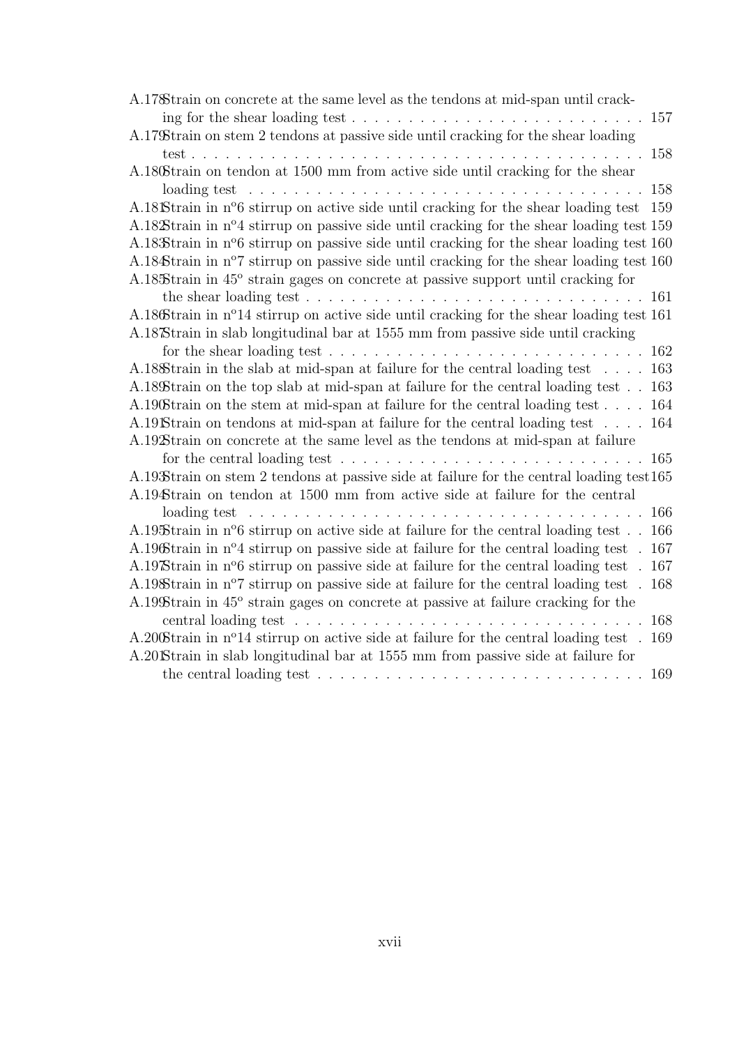A.178 Strain on concrete at the same level as the tendons at mid-span until cracking for the shear loading test . . . . . . . . . . . . . . . . . . . . . . . . . 157

A.179 Strain on stem 2 tendons at passive side until cracking for the shear loading test . . . . . . . . . . . . . . . . . . . . . . . . . . . . . . . . . . . . . . . 158

A.180 Strain on tendon at 1500 mm from active side until cracking for the shear loading test . . . . . . . . . . . . . . . . . . . . . . . . . . . . . . . . . . 158

A.181 Strain in nº6 stirrup on active side until cracking for the shear loading test 159

A.182 Strain in nº4 stirrup on passive side until cracking for the shear loading test 159

A.183 Strain in nº6 stirrup on passive side until cracking for the shear loading test 160

A.184 Strain in nº7 stirrup on passive side until cracking for the shear loading test 160

A.185 Strain in 45º strain gages on concrete at passive support until cracking for the shear loading test . . . . . . . . . . . . . . . . . . . . . . . . . . . . . 161

A.186 Strain in nº14 stirrup on active side until cracking for the shear loading test 161

A.187 Strain in slab longitudinal bar at 1555 mm from passive side until cracking for the shear loading test . . . . . . . . . . . . . . . . . . . . . . . . . . 162

A.188 Strain in the slab at mid-span at failure for the central loading test . . . . 163

A.189 Strain on the top slab at mid-span at failure for the central loading test . . 163

A.190 Strain on the stem at mid-span at failure for the central loading test . . . . 164

A.191 Strain on tendons at mid-span at failure for the central loading test . . . . 164

A.192 Strain on concrete at the same level as the tendons at mid-span at failure for the central loading test . . . . . . . . . . . . . . . . . . . . . . . . . 165

A.193 Strain on stem 2 tendons at passive side at failure for the central loading test 165

A.194 Strain on tendon at 1500 mm from active side at failure for the central loading test . . . . . . . . . . . . . . . . . . . . . . . . . . . . . . . . . . 166

A.195 Strain in nº6 stirrup on active side at failure for the central loading test . . 166

A.196 Strain in nº4 stirrup on passive side at failure for the central loading test . 167

A.197 Strain in nº6 stirrup on passive side at failure for the central loading test . 167

A.198 Strain in nº7 stirrup on passive side at failure for the central loading test . 168

A.199 Strain in 45º strain gages on concrete at passive at failure cracking for the central loading test . . . . . . . . . . . . . . . . . . . . . . . . . . . . . . 168

A.200 Strain in nº14 stirrup on active side at failure for the central loading test . 169

A.201 Strain in slab longitudinal bar at 1555 mm from passive side at failure for the central loading test . . . . . . . . . . . . . . . . . . . . . . . . . . . 169